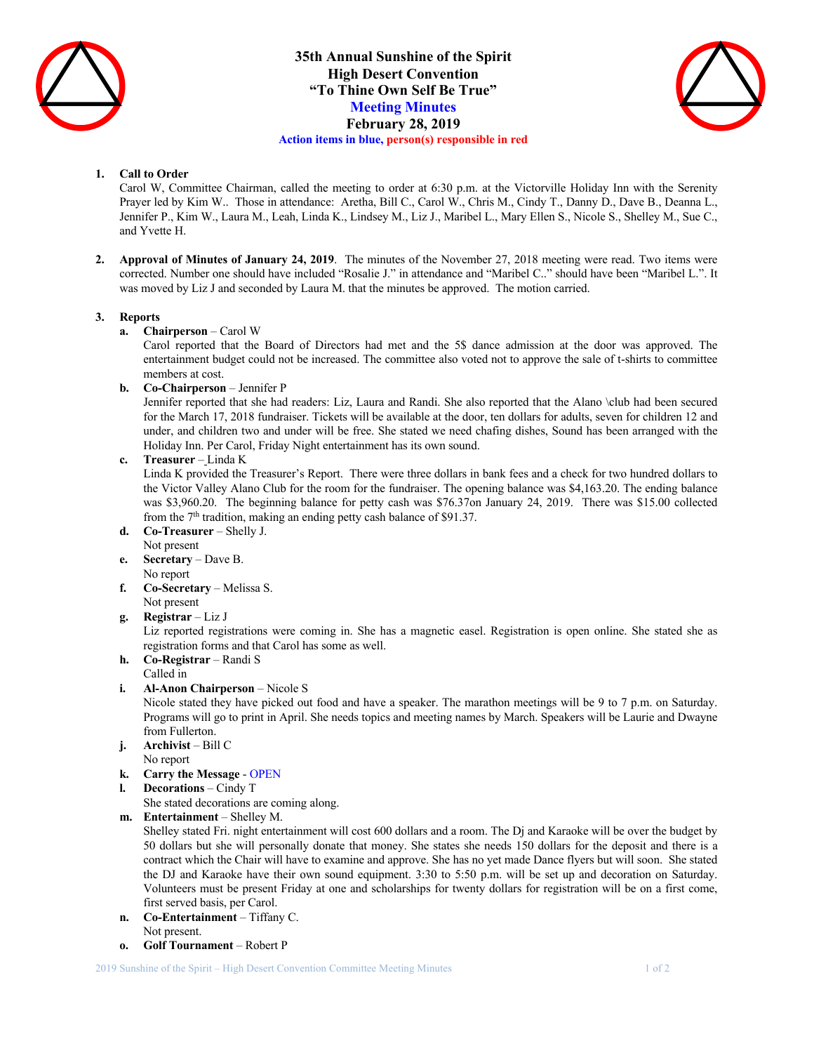# 35th Annual Sunshine of the Spirit
# High Desert Convention
# "To Thine Own Self Be True"
## Meeting Minutes
## February 28, 2019

**Action items in blue, person(s) responsible in red**

1. **Call to Order**
   Carol W, Committee Chairman, called the meeting to order at 6:30 p.m. at the Victorville Holiday Inn with the Serenity Prayer led by Kim W.. Those in attendance: Aretha, Bill C., Carol W., Chris M., Cindy T., Danny D., Dave B., Deanna L., Jennifer P., Kim W., Laura M., Leah, Linda K., Lindsey M., Liz J., Maribel L., Mary Ellen S., Nicole S., Shelley M., Sue C., and Yvette H.

2. **Approval of Minutes of January 24, 2019**. The minutes of the November 27, 2018 meeting were read. Two items were corrected. Number one should have included "Rosalie J." in attendance and "Maribel C.." should have been "Maribel L.". It was moved by Liz J and seconded by Laura M. that the minutes be approved. The motion carried.

3. **Reports**
   a. **Chairperson** – Carol W
      Carol reported that the Board of Directors had met and the 5$ dance admission at the door was approved. The entertainment budget could not be increased. The committee also voted not to approve the sale of t-shirts to committee members at cost.
   b. **Co-Chairperson** – Jennifer P
      Jennifer reported that she had readers: Liz, Laura and Randi. She also reported that the Alano \club had been secured for the March 17, 2018 fundraiser. Tickets will be available at the door, ten dollars for adults, seven for children 12 and under, and children two and under will be free. She stated we need chafing dishes, Sound has been arranged with the Holiday Inn. Per Carol, Friday Night entertainment has its own sound.
   c. **Treasurer** – Linda K
      Linda K provided the Treasurer's Report. There were three dollars in bank fees and a check for two hundred dollars to the Victor Valley Alano Club for the room for the fundraiser. The opening balance was $4,163.20. The ending balance was $3,960.20. The beginning balance for petty cash was $76.37on January 24, 2019. There was $15.00 collected from the 7th tradition, making an ending petty cash balance of $91.37.
   d. **Co-Treasurer** – Shelly J.
      Not present
   e. **Secretary** – Dave B.
      No report
   f. **Co-Secretary** – Melissa S.
      Not present
   g. **Registrar** – Liz J
      Liz reported registrations were coming in. She has a magnetic easel. Registration is open online. She stated she as registration forms and that Carol has some as well.
   h. **Co-Registrar** – Randi S
      Called in
   i. **Al-Anon Chairperson** – Nicole S
      Nicole stated they have picked out food and have a speaker. The marathon meetings will be 9 to 7 p.m. on Saturday. Programs will go to print in April. She needs topics and meeting names by March. Speakers will be Laurie and Dwayne from Fullerton.
   j. **Archivist** – Bill C
      No report
   k. **Carry the Message** - OPEN
   l. **Decorations** – Cindy T
      She stated decorations are coming along.
   m. **Entertainment** – Shelley M.
      Shelley stated Fri. night entertainment will cost 600 dollars and a room. The Dj and Karaoke will be over the budget by 50 dollars but she will personally donate that money. She states she needs 150 dollars for the deposit and there is a contract which the Chair will have to examine and approve. She has no yet made Dance flyers but will soon. She stated the DJ and Karaoke have their own sound equipment. 3:30 to 5:50 p.m. will be set up and decoration on Saturday. Volunteers must be present Friday at one and scholarships for twenty dollars for registration will be on a first come, first served basis, per Carol.
   n. **Co-Entertainment** – Tiffany C.
      Not present.
   o. **Golf Tournament** – Robert P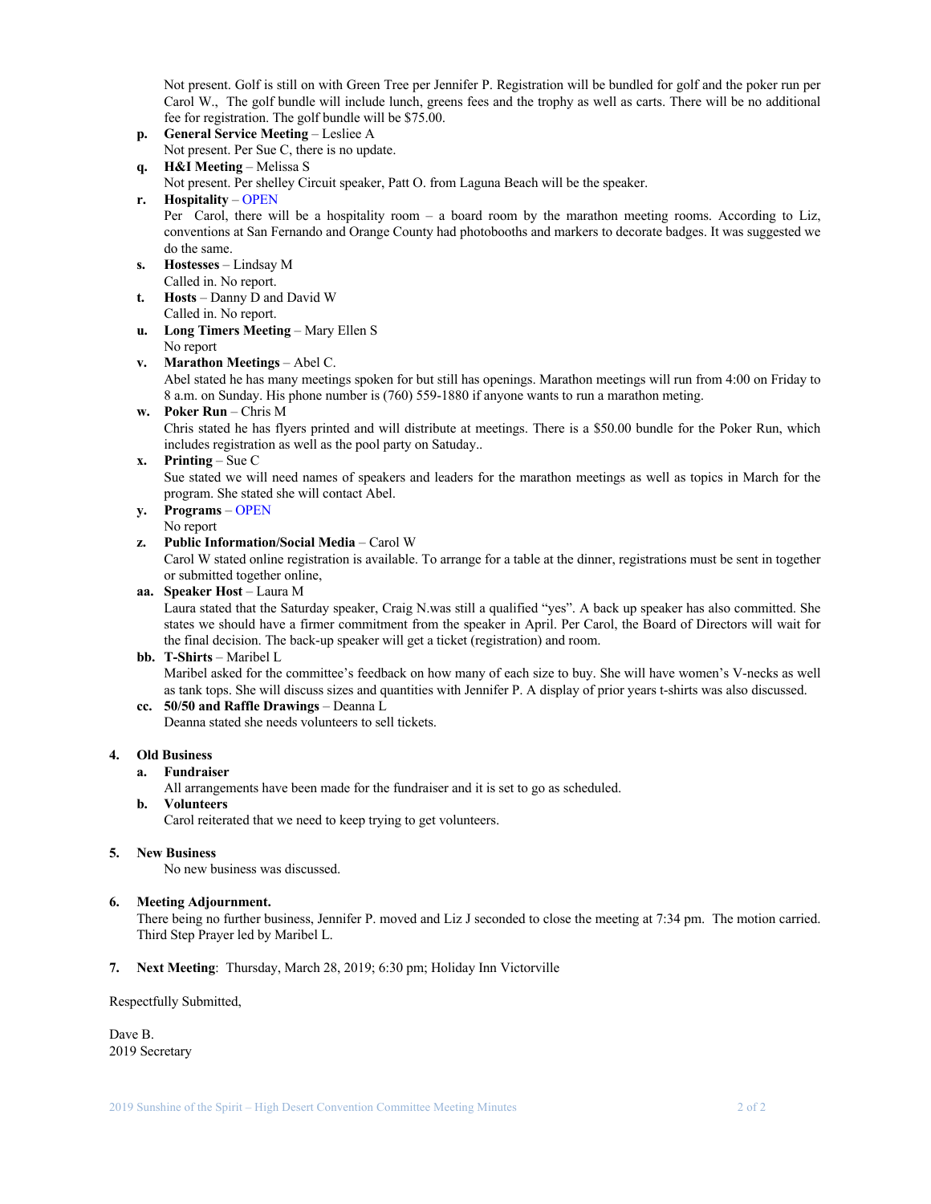Not present. Golf is still on with Green Tree per Jennifer P. Registration will be bundled for golf and the poker run per Carol W., The golf bundle will include lunch, greens fees and the trophy as well as carts. There will be no additional fee for registration. The golf bundle will be $75.00.

p. **General Service Meeting** – Lesliee A
   Not present. Per Sue C, there is no update.

q. **H&I Meeting** – Melissa S
   Not present. Per shelley Circuit speaker, Patt O. from Laguna Beach will be the speaker.

r. **Hospitality** – OPEN
   Per Carol, there will be a hospitality room – a board room by the marathon meeting rooms. According to Liz, conventions at San Fernando and Orange County had photobooths and markers to decorate badges. It was suggested we do the same.

s. **Hostesses** – Lindsay M
   Called in. No report.

t. **Hosts** – Danny D and David W
   Called in. No report.

u. **Long Timers Meeting** – Mary Ellen S
   No report

v. **Marathon Meetings** – Abel C.
   Abel stated he has many meetings spoken for but still has openings. Marathon meetings will run from 4:00 on Friday to 8 a.m. on Sunday. His phone number is (760) 559-1880 if anyone wants to run a marathon meting.

w. **Poker Run** – Chris M
   Chris stated he has flyers printed and will distribute at meetings. There is a $50.00 bundle for the Poker Run, which includes registration as well as the pool party on Satuday..

x. **Printing** – Sue C
   Sue stated we will need names of speakers and leaders for the marathon meetings as well as topics in March for the program. She stated she will contact Abel.

y. **Programs** – OPEN
   No report

z. **Public Information/Social Media** – Carol W
   Carol W stated online registration is available. To arrange for a table at the dinner, registrations must be sent in together or submitted together online,

aa. **Speaker Host** – Laura M
   Laura stated that the Saturday speaker, Craig N.was still a qualified "yes". A back up speaker has also committed. She states we should have a firmer commitment from the speaker in April. Per Carol, the Board of Directors will wait for the final decision. The back-up speaker will get a ticket (registration) and room.

bb. **T-Shirts** – Maribel L
   Maribel asked for the committee's feedback on how many of each size to buy. She will have women's V-necks as well as tank tops. She will discuss sizes and quantities with Jennifer P. A display of prior years t-shirts was also discussed.

cc. **50/50 and Raffle Drawings** – Deanna L
   Deanna stated she needs volunteers to sell tickets.

4. **Old Business**

   a. **Fundraiser**
      All arrangements have been made for the fundraiser and it is set to go as scheduled.

   b. **Volunteers**
      Carol reiterated that we need to keep trying to get volunteers.

5. **New Business**
   No new business was discussed.

6. **Meeting Adjournment.**
   There being no further business, Jennifer P. moved and Liz J seconded to close the meeting at 7:34 pm. The motion carried. Third Step Prayer led by Maribel L.

7. **Next Meeting**: Thursday, March 28, 2019; 6:30 pm; Holiday Inn Victorville

Respectfully Submitted,

Dave B.
2019 Secretary